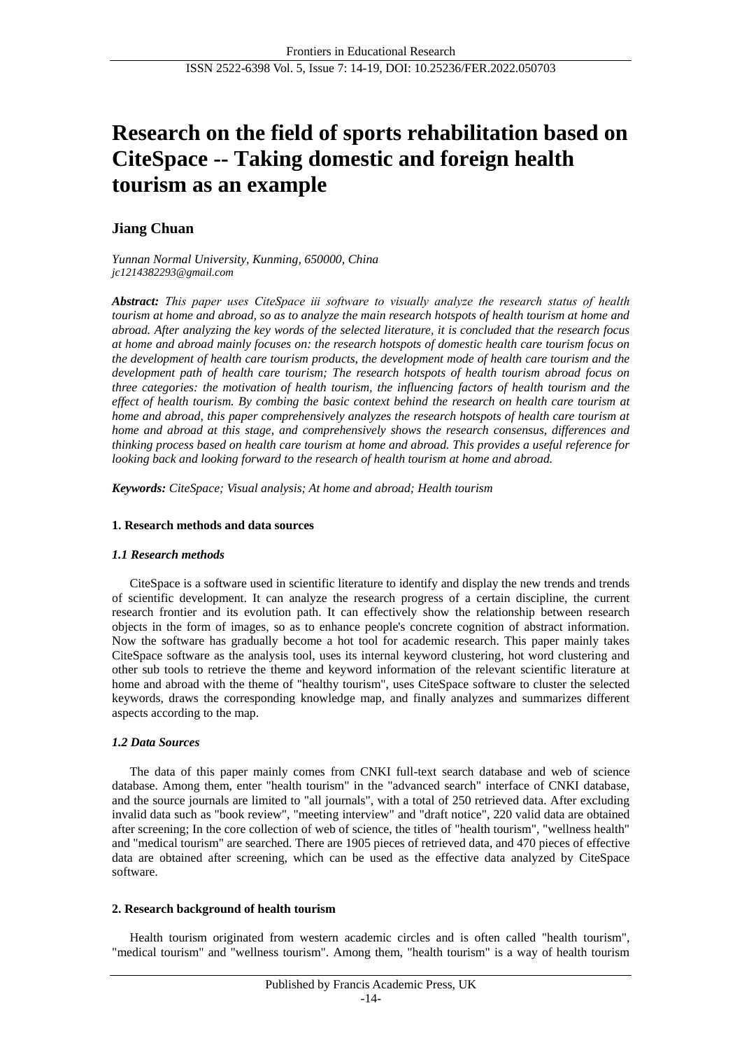# Research on the field of sports rehabilitation based on CiteSpace -- Taking domestic and foreign health tourism as an example

**Jiang Chuan**

*Yunnan Normal University, Kunming, 650000, China*
*jc1214382293@gmail.com*

***Abstract:*** *This paper uses CiteSpace iii software to visually analyze the research status of health tourism at home and abroad, so as to analyze the main research hotspots of health tourism at home and abroad. After analyzing the key words of the selected literature, it is concluded that the research focus at home and abroad mainly focuses on: the research hotspots of domestic health care tourism focus on the development of health care tourism products, the development mode of health care tourism and the development path of health care tourism; The research hotspots of health tourism abroad focus on three categories: the motivation of health tourism, the influencing factors of health tourism and the effect of health tourism. By combing the basic context behind the research on health care tourism at home and abroad, this paper comprehensively analyzes the research hotspots of health care tourism at home and abroad at this stage, and comprehensively shows the research consensus, differences and thinking process based on health care tourism at home and abroad. This provides a useful reference for looking back and looking forward to the research of health tourism at home and abroad.*

***Keywords:*** *CiteSpace; Visual analysis; At home and abroad; Health tourism*

## 1. Research methods and data sources

### *1.1 Research methods*

CiteSpace is a software used in scientific literature to identify and display the new trends and trends of scientific development. It can analyze the research progress of a certain discipline, the current research frontier and its evolution path. It can effectively show the relationship between research objects in the form of images, so as to enhance people's concrete cognition of abstract information. Now the software has gradually become a hot tool for academic research. This paper mainly takes CiteSpace software as the analysis tool, uses its internal keyword clustering, hot word clustering and other sub tools to retrieve the theme and keyword information of the relevant scientific literature at home and abroad with the theme of "healthy tourism", uses CiteSpace software to cluster the selected keywords, draws the corresponding knowledge map, and finally analyzes and summarizes different aspects according to the map.

### *1.2 Data Sources*

The data of this paper mainly comes from CNKI full-text search database and web of science database. Among them, enter "health tourism" in the "advanced search" interface of CNKI database, and the source journals are limited to "all journals", with a total of 250 retrieved data. After excluding invalid data such as "book review", "meeting interview" and "draft notice", 220 valid data are obtained after screening; In the core collection of web of science, the titles of "health tourism", "wellness health" and "medical tourism" are searched. There are 1905 pieces of retrieved data, and 470 pieces of effective data are obtained after screening, which can be used as the effective data analyzed by CiteSpace software.

## 2. Research background of health tourism

Health tourism originated from western academic circles and is often called "health tourism", "medical tourism" and "wellness tourism". Among them, "health tourism" is a way of health tourism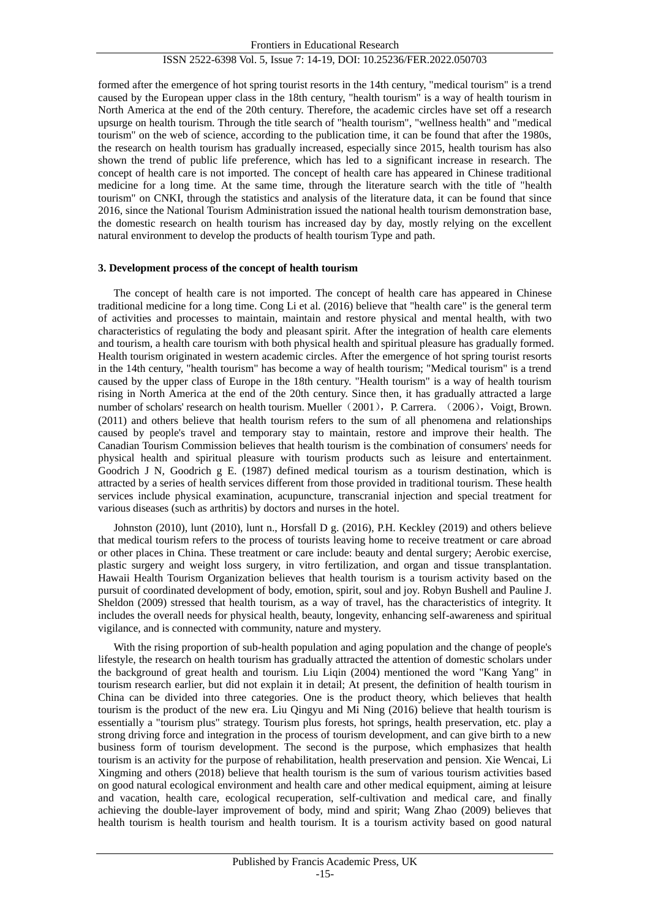formed after the emergence of hot spring tourist resorts in the 14th century, "medical tourism" is a trend caused by the European upper class in the 18th century, "health tourism" is a way of health tourism in North America at the end of the 20th century. Therefore, the academic circles have set off a research upsurge on health tourism. Through the title search of "health tourism", "wellness health" and "medical tourism" on the web of science, according to the publication time, it can be found that after the 1980s, the research on health tourism has gradually increased, especially since 2015, health tourism has also shown the trend of public life preference, which has led to a significant increase in research. The concept of health care is not imported. The concept of health care has appeared in Chinese traditional medicine for a long time. At the same time, through the literature search with the title of "health tourism" on CNKI, through the statistics and analysis of the literature data, it can be found that since 2016, since the National Tourism Administration issued the national health tourism demonstration base, the domestic research on health tourism has increased day by day, mostly relying on the excellent natural environment to develop the products of health tourism Type and path.

### 3. Development process of the concept of health tourism

The concept of health care is not imported. The concept of health care has appeared in Chinese traditional medicine for a long time. Cong Li et al. (2016) believe that "health care" is the general term of activities and processes to maintain, maintain and restore physical and mental health, with two characteristics of regulating the body and pleasant spirit. After the integration of health care elements and tourism, a health care tourism with both physical health and spiritual pleasure has gradually formed. Health tourism originated in western academic circles. After the emergence of hot spring tourist resorts in the 14th century, "health tourism" has become a way of health tourism; "Medical tourism" is a trend caused by the upper class of Europe in the 18th century. "Health tourism" is a way of health tourism rising in North America at the end of the 20th century. Since then, it has gradually attracted a large number of scholars' research on health tourism. Mueller（2001）, P. Carrera. （2006）, Voigt, Brown. (2011) and others believe that health tourism refers to the sum of all phenomena and relationships caused by people's travel and temporary stay to maintain, restore and improve their health. The Canadian Tourism Commission believes that health tourism is the combination of consumers' needs for physical health and spiritual pleasure with tourism products such as leisure and entertainment. Goodrich J N, Goodrich g E. (1987) defined medical tourism as a tourism destination, which is attracted by a series of health services different from those provided in traditional tourism. These health services include physical examination, acupuncture, transcranial injection and special treatment for various diseases (such as arthritis) by doctors and nurses in the hotel.

Johnston (2010), lunt (2010), lunt n., Horsfall D g. (2016), P.H. Keckley (2019) and others believe that medical tourism refers to the process of tourists leaving home to receive treatment or care abroad or other places in China. These treatment or care include: beauty and dental surgery; Aerobic exercise, plastic surgery and weight loss surgery, in vitro fertilization, and organ and tissue transplantation. Hawaii Health Tourism Organization believes that health tourism is a tourism activity based on the pursuit of coordinated development of body, emotion, spirit, soul and joy. Robyn Bushell and Pauline J. Sheldon (2009) stressed that health tourism, as a way of travel, has the characteristics of integrity. It includes the overall needs for physical health, beauty, longevity, enhancing self-awareness and spiritual vigilance, and is connected with community, nature and mystery.

With the rising proportion of sub-health population and aging population and the change of people's lifestyle, the research on health tourism has gradually attracted the attention of domestic scholars under the background of great health and tourism. Liu Liqin (2004) mentioned the word "Kang Yang" in tourism research earlier, but did not explain it in detail; At present, the definition of health tourism in China can be divided into three categories. One is the product theory, which believes that health tourism is the product of the new era. Liu Qingyu and Mi Ning (2016) believe that health tourism is essentially a "tourism plus" strategy. Tourism plus forests, hot springs, health preservation, etc. play a strong driving force and integration in the process of tourism development, and can give birth to a new business form of tourism development. The second is the purpose, which emphasizes that health tourism is an activity for the purpose of rehabilitation, health preservation and pension. Xie Wencai, Li Xingming and others (2018) believe that health tourism is the sum of various tourism activities based on good natural ecological environment and health care and other medical equipment, aiming at leisure and vacation, health care, ecological recuperation, self-cultivation and medical care, and finally achieving the double-layer improvement of body, mind and spirit; Wang Zhao (2009) believes that health tourism is health tourism and health tourism. It is a tourism activity based on good natural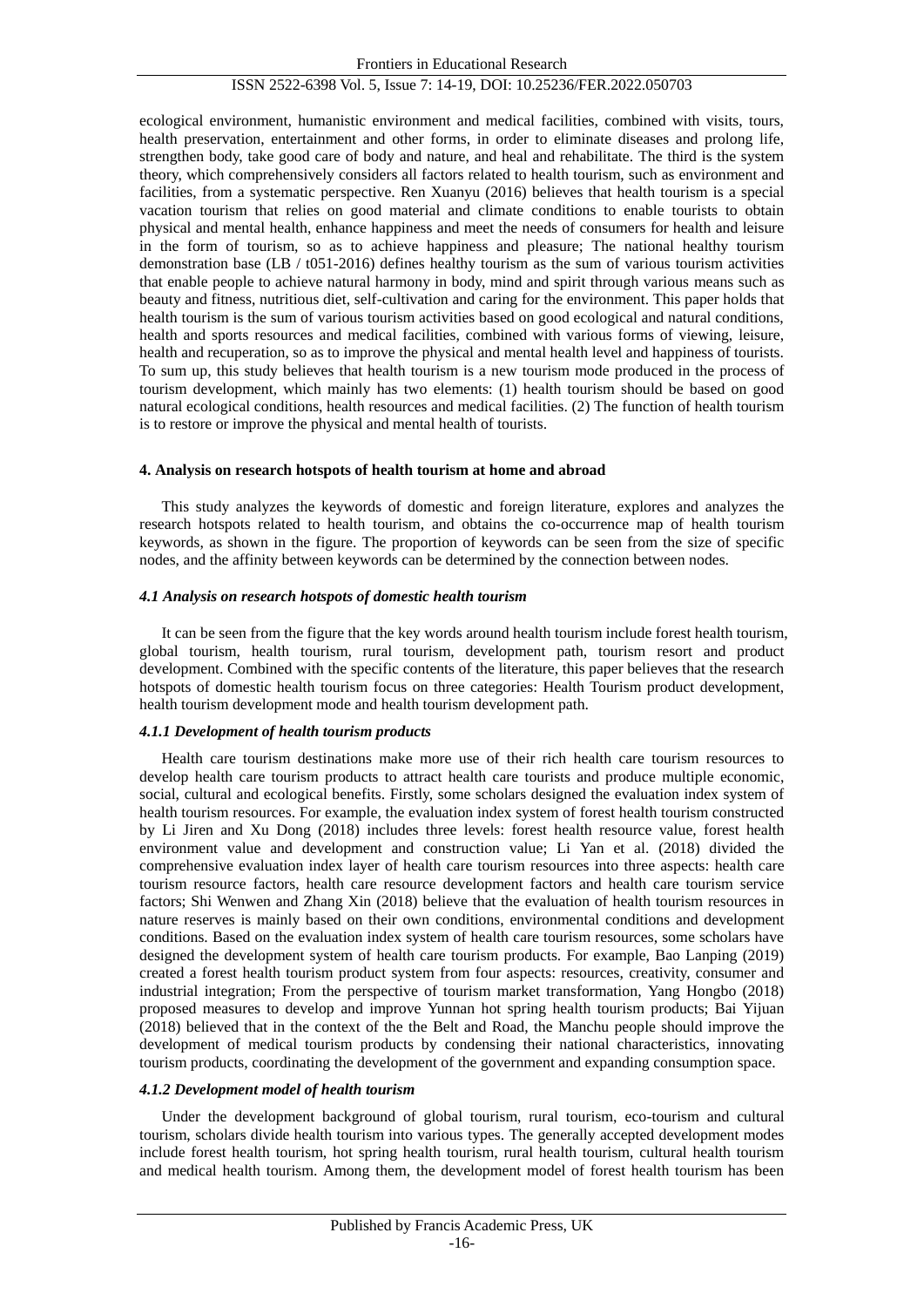ecological environment, humanistic environment and medical facilities, combined with visits, tours, health preservation, entertainment and other forms, in order to eliminate diseases and prolong life, strengthen body, take good care of body and nature, and heal and rehabilitate. The third is the system theory, which comprehensively considers all factors related to health tourism, such as environment and facilities, from a systematic perspective. Ren Xuanyu (2016) believes that health tourism is a special vacation tourism that relies on good material and climate conditions to enable tourists to obtain physical and mental health, enhance happiness and meet the needs of consumers for health and leisure in the form of tourism, so as to achieve happiness and pleasure; The national healthy tourism demonstration base (LB / t051-2016) defines healthy tourism as the sum of various tourism activities that enable people to achieve natural harmony in body, mind and spirit through various means such as beauty and fitness, nutritious diet, self-cultivation and caring for the environment. This paper holds that health tourism is the sum of various tourism activities based on good ecological and natural conditions, health and sports resources and medical facilities, combined with various forms of viewing, leisure, health and recuperation, so as to improve the physical and mental health level and happiness of tourists. To sum up, this study believes that health tourism is a new tourism mode produced in the process of tourism development, which mainly has two elements: (1) health tourism should be based on good natural ecological conditions, health resources and medical facilities. (2) The function of health tourism is to restore or improve the physical and mental health of tourists.

## 4. Analysis on research hotspots of health tourism at home and abroad

This study analyzes the keywords of domestic and foreign literature, explores and analyzes the research hotspots related to health tourism, and obtains the co-occurrence map of health tourism keywords, as shown in the figure. The proportion of keywords can be seen from the size of specific nodes, and the affinity between keywords can be determined by the connection between nodes.

### *4.1 Analysis on research hotspots of domestic health tourism*

It can be seen from the figure that the key words around health tourism include forest health tourism, global tourism, health tourism, rural tourism, development path, tourism resort and product development. Combined with the specific contents of the literature, this paper believes that the research hotspots of domestic health tourism focus on three categories: Health Tourism product development, health tourism development mode and health tourism development path.

#### *4.1.1 Development of health tourism products*

Health care tourism destinations make more use of their rich health care tourism resources to develop health care tourism products to attract health care tourists and produce multiple economic, social, cultural and ecological benefits. Firstly, some scholars designed the evaluation index system of health tourism resources. For example, the evaluation index system of forest health tourism constructed by Li Jiren and Xu Dong (2018) includes three levels: forest health resource value, forest health environment value and development and construction value; Li Yan et al. (2018) divided the comprehensive evaluation index layer of health care tourism resources into three aspects: health care tourism resource factors, health care resource development factors and health care tourism service factors; Shi Wenwen and Zhang Xin (2018) believe that the evaluation of health tourism resources in nature reserves is mainly based on their own conditions, environmental conditions and development conditions. Based on the evaluation index system of health care tourism resources, some scholars have designed the development system of health care tourism products. For example, Bao Lanping (2019) created a forest health tourism product system from four aspects: resources, creativity, consumer and industrial integration; From the perspective of tourism market transformation, Yang Hongbo (2018) proposed measures to develop and improve Yunnan hot spring health tourism products; Bai Yijuan (2018) believed that in the context of the the Belt and Road, the Manchu people should improve the development of medical tourism products by condensing their national characteristics, innovating tourism products, coordinating the development of the government and expanding consumption space.

#### *4.1.2 Development model of health tourism*

Under the development background of global tourism, rural tourism, eco-tourism and cultural tourism, scholars divide health tourism into various types. The generally accepted development modes include forest health tourism, hot spring health tourism, rural health tourism, cultural health tourism and medical health tourism. Among them, the development model of forest health tourism has been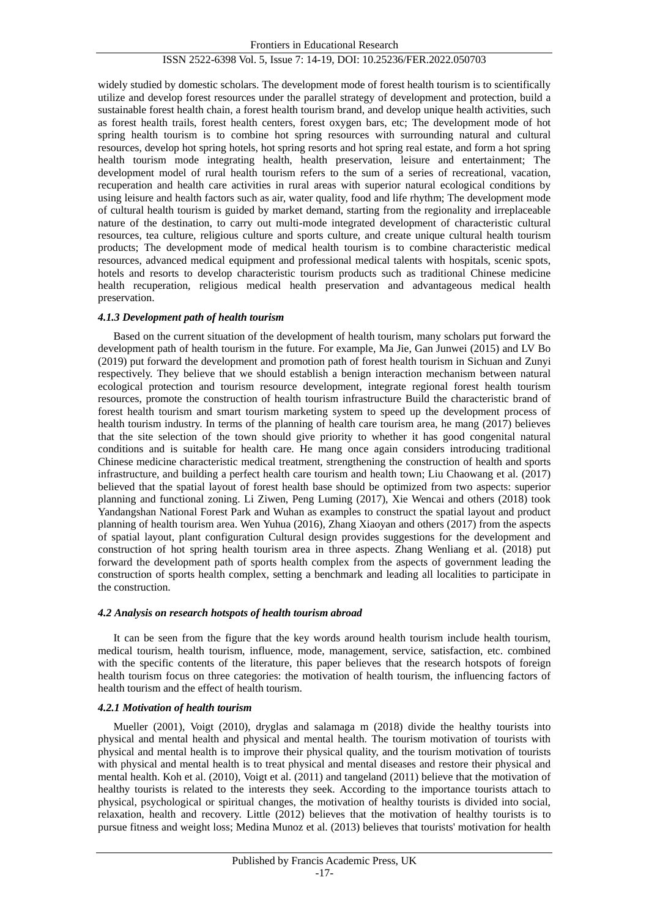widely studied by domestic scholars. The development mode of forest health tourism is to scientifically utilize and develop forest resources under the parallel strategy of development and protection, build a sustainable forest health chain, a forest health tourism brand, and develop unique health activities, such as forest health trails, forest health centers, forest oxygen bars, etc; The development mode of hot spring health tourism is to combine hot spring resources with surrounding natural and cultural resources, develop hot spring hotels, hot spring resorts and hot spring real estate, and form a hot spring health tourism mode integrating health, health preservation, leisure and entertainment; The development model of rural health tourism refers to the sum of a series of recreational, vacation, recuperation and health care activities in rural areas with superior natural ecological conditions by using leisure and health factors such as air, water quality, food and life rhythm; The development mode of cultural health tourism is guided by market demand, starting from the regionality and irreplaceable nature of the destination, to carry out multi-mode integrated development of characteristic cultural resources, tea culture, religious culture and sports culture, and create unique cultural health tourism products; The development mode of medical health tourism is to combine characteristic medical resources, advanced medical equipment and professional medical talents with hospitals, scenic spots, hotels and resorts to develop characteristic tourism products such as traditional Chinese medicine health recuperation, religious medical health preservation and advantageous medical health preservation.

#### *4.1.3 Development path of health tourism*

Based on the current situation of the development of health tourism, many scholars put forward the development path of health tourism in the future. For example, Ma Jie, Gan Junwei (2015) and LV Bo (2019) put forward the development and promotion path of forest health tourism in Sichuan and Zunyi respectively. They believe that we should establish a benign interaction mechanism between natural ecological protection and tourism resource development, integrate regional forest health tourism resources, promote the construction of health tourism infrastructure Build the characteristic brand of forest health tourism and smart tourism marketing system to speed up the development process of health tourism industry. In terms of the planning of health care tourism area, he mang (2017) believes that the site selection of the town should give priority to whether it has good congenital natural conditions and is suitable for health care. He mang once again considers introducing traditional Chinese medicine characteristic medical treatment, strengthening the construction of health and sports infrastructure, and building a perfect health care tourism and health town; Liu Chaowang et al. (2017) believed that the spatial layout of forest health base should be optimized from two aspects: superior planning and functional zoning. Li Ziwen, Peng Luming (2017), Xie Wencai and others (2018) took Yandangshan National Forest Park and Wuhan as examples to construct the spatial layout and product planning of health tourism area. Wen Yuhua (2016), Zhang Xiaoyan and others (2017) from the aspects of spatial layout, plant configuration Cultural design provides suggestions for the development and construction of hot spring health tourism area in three aspects. Zhang Wenliang et al. (2018) put forward the development path of sports health complex from the aspects of government leading the construction of sports health complex, setting a benchmark and leading all localities to participate in the construction.

### *4.2 Analysis on research hotspots of health tourism abroad*

It can be seen from the figure that the key words around health tourism include health tourism, medical tourism, health tourism, influence, mode, management, service, satisfaction, etc. combined with the specific contents of the literature, this paper believes that the research hotspots of foreign health tourism focus on three categories: the motivation of health tourism, the influencing factors of health tourism and the effect of health tourism.

#### *4.2.1 Motivation of health tourism*

Mueller (2001), Voigt (2010), dryglas and salamaga m (2018) divide the healthy tourists into physical and mental health and physical and mental health. The tourism motivation of tourists with physical and mental health is to improve their physical quality, and the tourism motivation of tourists with physical and mental health is to treat physical and mental diseases and restore their physical and mental health. Koh et al. (2010), Voigt et al. (2011) and tangeland (2011) believe that the motivation of healthy tourists is related to the interests they seek. According to the importance tourists attach to physical, psychological or spiritual changes, the motivation of healthy tourists is divided into social, relaxation, health and recovery. Little (2012) believes that the motivation of healthy tourists is to pursue fitness and weight loss; Medina Munoz et al. (2013) believes that tourists' motivation for health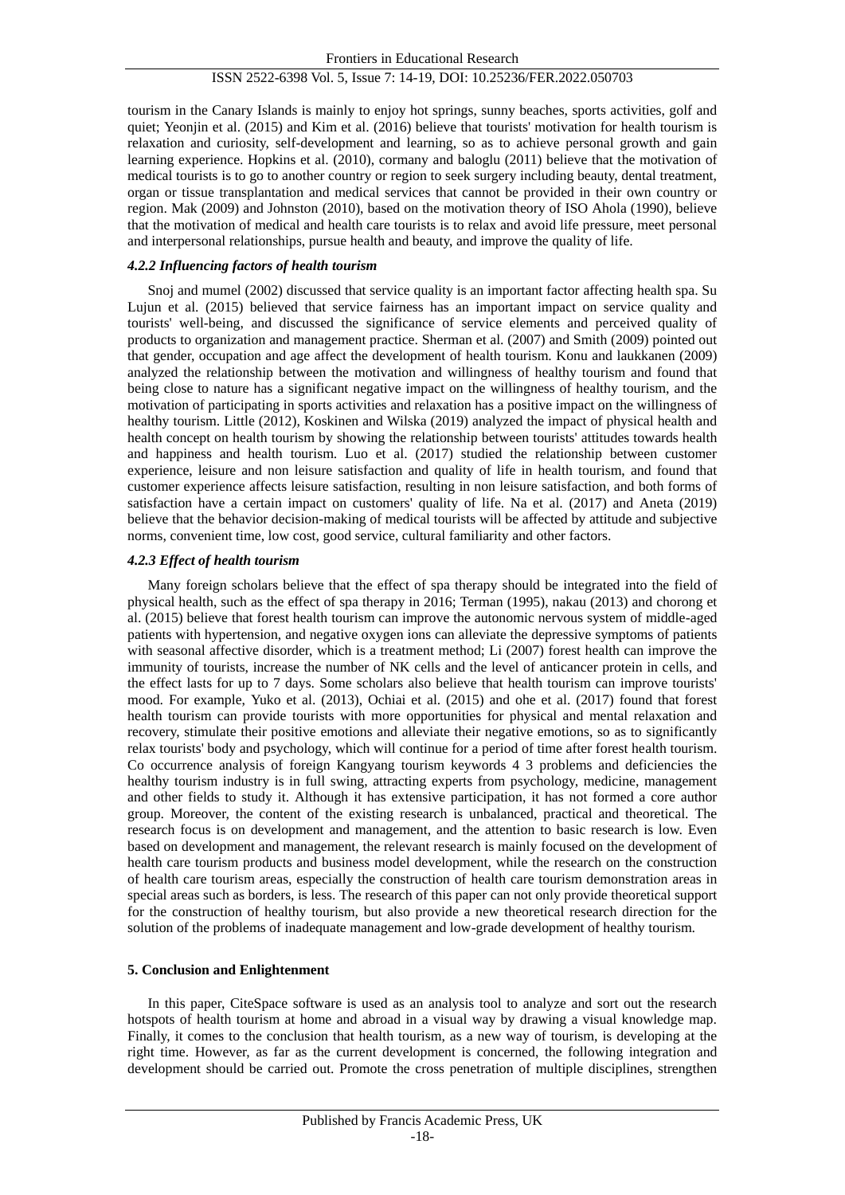tourism in the Canary Islands is mainly to enjoy hot springs, sunny beaches, sports activities, golf and quiet; Yeonjin et al. (2015) and Kim et al. (2016) believe that tourists' motivation for health tourism is relaxation and curiosity, self-development and learning, so as to achieve personal growth and gain learning experience. Hopkins et al. (2010), cormany and baloglu (2011) believe that the motivation of medical tourists is to go to another country or region to seek surgery including beauty, dental treatment, organ or tissue transplantation and medical services that cannot be provided in their own country or region. Mak (2009) and Johnston (2010), based on the motivation theory of ISO Ahola (1990), believe that the motivation of medical and health care tourists is to relax and avoid life pressure, meet personal and interpersonal relationships, pursue health and beauty, and improve the quality of life.

#### *4.2.2 Influencing factors of health tourism*

Snoj and mumel (2002) discussed that service quality is an important factor affecting health spa. Su Lujun et al. (2015) believed that service fairness has an important impact on service quality and tourists' well-being, and discussed the significance of service elements and perceived quality of products to organization and management practice. Sherman et al. (2007) and Smith (2009) pointed out that gender, occupation and age affect the development of health tourism. Konu and laukkanen (2009) analyzed the relationship between the motivation and willingness of healthy tourism and found that being close to nature has a significant negative impact on the willingness of healthy tourism, and the motivation of participating in sports activities and relaxation has a positive impact on the willingness of healthy tourism. Little (2012), Koskinen and Wilska (2019) analyzed the impact of physical health and health concept on health tourism by showing the relationship between tourists' attitudes towards health and happiness and health tourism. Luo et al. (2017) studied the relationship between customer experience, leisure and non leisure satisfaction and quality of life in health tourism, and found that customer experience affects leisure satisfaction, resulting in non leisure satisfaction, and both forms of satisfaction have a certain impact on customers' quality of life. Na et al. (2017) and Aneta (2019) believe that the behavior decision-making of medical tourists will be affected by attitude and subjective norms, convenient time, low cost, good service, cultural familiarity and other factors.

#### *4.2.3 Effect of health tourism*

Many foreign scholars believe that the effect of spa therapy should be integrated into the field of physical health, such as the effect of spa therapy in 2016; Terman (1995), nakau (2013) and chorong et al. (2015) believe that forest health tourism can improve the autonomic nervous system of middle-aged patients with hypertension, and negative oxygen ions can alleviate the depressive symptoms of patients with seasonal affective disorder, which is a treatment method; Li (2007) forest health can improve the immunity of tourists, increase the number of NK cells and the level of anticancer protein in cells, and the effect lasts for up to 7 days. Some scholars also believe that health tourism can improve tourists' mood. For example, Yuko et al. (2013), Ochiai et al. (2015) and ohe et al. (2017) found that forest health tourism can provide tourists with more opportunities for physical and mental relaxation and recovery, stimulate their positive emotions and alleviate their negative emotions, so as to significantly relax tourists' body and psychology, which will continue for a period of time after forest health tourism. Co occurrence analysis of foreign Kangyang tourism keywords 4 3 problems and deficiencies the healthy tourism industry is in full swing, attracting experts from psychology, medicine, management and other fields to study it. Although it has extensive participation, it has not formed a core author group. Moreover, the content of the existing research is unbalanced, practical and theoretical. The research focus is on development and management, and the attention to basic research is low. Even based on development and management, the relevant research is mainly focused on the development of health care tourism products and business model development, while the research on the construction of health care tourism areas, especially the construction of health care tourism demonstration areas in special areas such as borders, is less. The research of this paper can not only provide theoretical support for the construction of healthy tourism, but also provide a new theoretical research direction for the solution of the problems of inadequate management and low-grade development of healthy tourism.

## 5. Conclusion and Enlightenment

In this paper, CiteSpace software is used as an analysis tool to analyze and sort out the research hotspots of health tourism at home and abroad in a visual way by drawing a visual knowledge map. Finally, it comes to the conclusion that health tourism, as a new way of tourism, is developing at the right time. However, as far as the current development is concerned, the following integration and development should be carried out. Promote the cross penetration of multiple disciplines, strengthen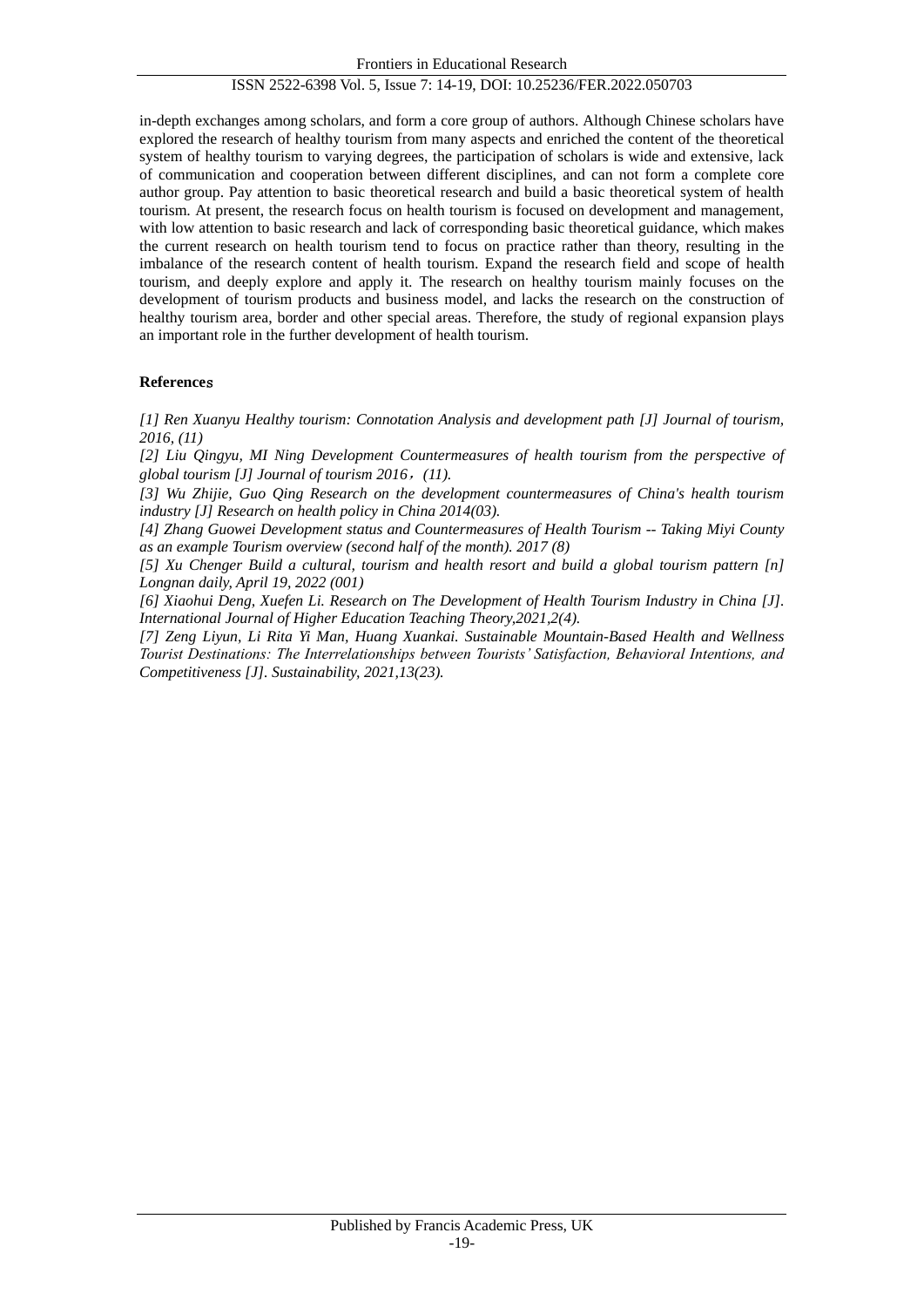in-depth exchanges among scholars, and form a core group of authors. Although Chinese scholars have explored the research of healthy tourism from many aspects and enriched the content of the theoretical system of healthy tourism to varying degrees, the participation of scholars is wide and extensive, lack of communication and cooperation between different disciplines, and can not form a complete core author group. Pay attention to basic theoretical research and build a basic theoretical system of health tourism. At present, the research focus on health tourism is focused on development and management, with low attention to basic research and lack of corresponding basic theoretical guidance, which makes the current research on health tourism tend to focus on practice rather than theory, resulting in the imbalance of the research content of health tourism. Expand the research field and scope of health tourism, and deeply explore and apply it. The research on healthy tourism mainly focuses on the development of tourism products and business model, and lacks the research on the construction of healthy tourism area, border and other special areas. Therefore, the study of regional expansion plays an important role in the further development of health tourism.

**References**

*[1] Ren Xuanyu Healthy tourism: Connotation Analysis and development path [J] Journal of tourism, 2016, (11)*

*[2] Liu Qingyu, MI Ning Development Countermeasures of health tourism from the perspective of global tourism [J] Journal of tourism 2016，(11).*

*[3] Wu Zhijie, Guo Qing Research on the development countermeasures of China's health tourism industry [J] Research on health policy in China 2014(03).*

*[4] Zhang Guowei Development status and Countermeasures of Health Tourism -- Taking Miyi County as an example Tourism overview (second half of the month). 2017 (8)*

*[5] Xu Chenger Build a cultural, tourism and health resort and build a global tourism pattern [n] Longnan daily, April 19, 2022 (001)*

*[6] Xiaohui Deng, Xuefen Li. Research on The Development of Health Tourism Industry in China [J]. International Journal of Higher Education Teaching Theory,2021,2(4).*

*[7] Zeng Liyun, Li Rita Yi Man, Huang Xuankai. Sustainable Mountain-Based Health and Wellness Tourist Destinations: The Interrelationships between Tourists' Satisfaction, Behavioral Intentions, and Competitiveness [J]. Sustainability, 2021,13(23).*